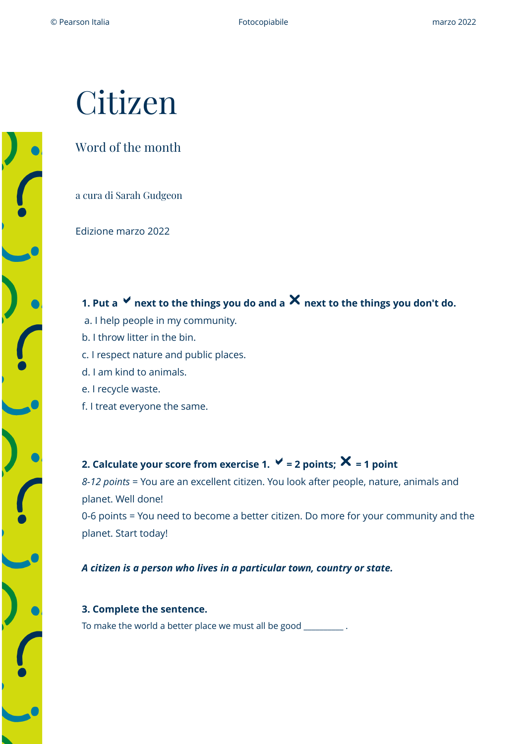# Citizen

## Word of the month

a cura di Sarah Gudgeon

Edizione marzo 2022

**1. Put a ✔ next to the things you do and a ✖ next to the things you don't do.**

a. I help people in my community.

b. I throw litter in the bin.

c. I respect nature and public places.

d. I am kind to animals.

e. I recycle waste.

f. I treat everyone the same.

**2. Calculate your score from exercise 1. ✔ = 2 points; ✖ = 1 point**

*8-12 points* = You are an excellent citizen. You look after people, nature, animals and planet. Well done!

0-6 points = You need to become a better citizen. Do more for your community and the planet. Start today!

***A citizen is a person who lives in a particular town, country or state.***

**3. Complete the sentence.**

To make the world a better place we must all be good _________ .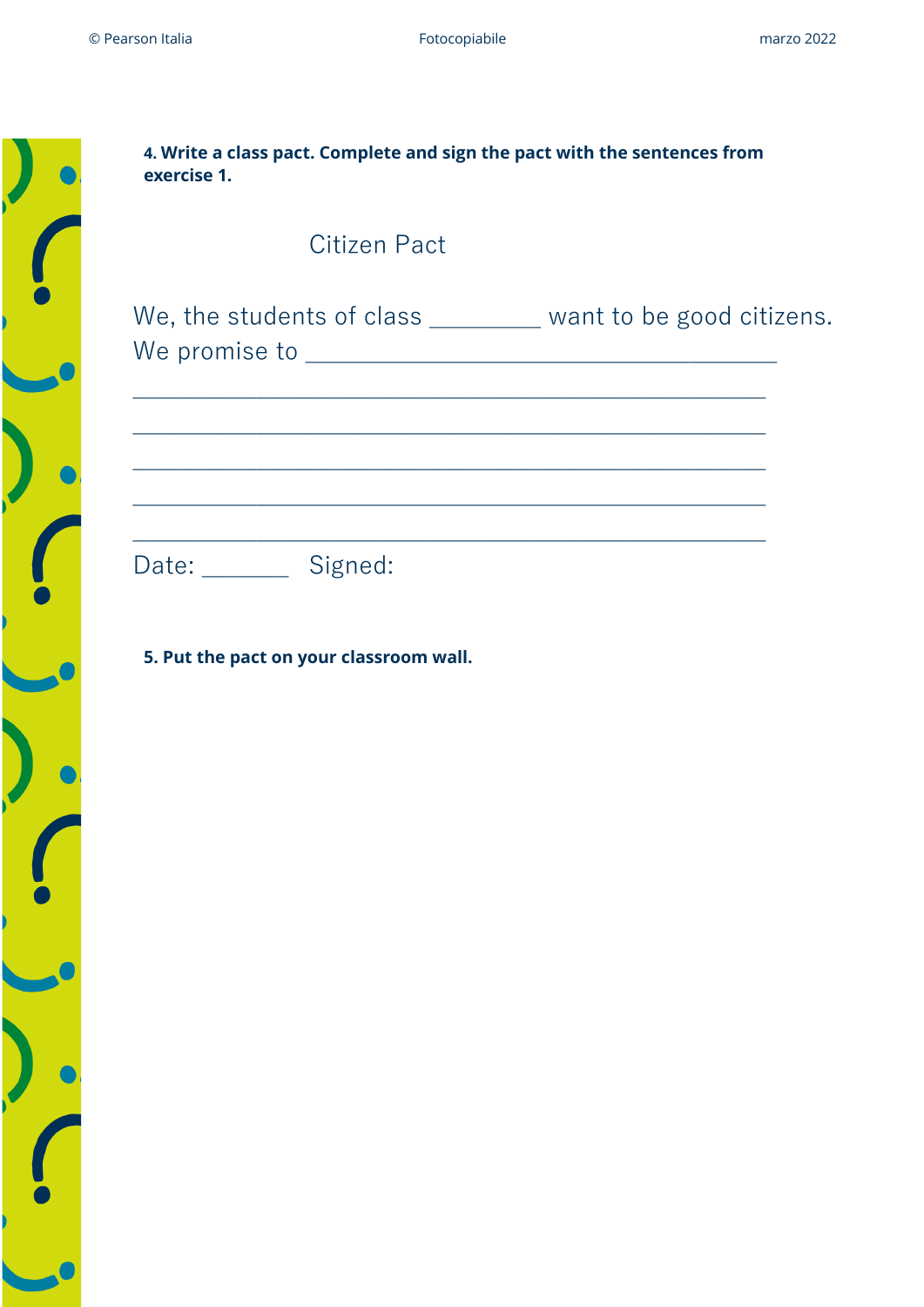**4. Write a class pact. Complete and sign the pact with the sentences from exercise 1.**

Citizen Pact

We, the students of class _________ want to be good citizens.
We promise to ______________________________________

____________________________________________________

____________________________________________________

____________________________________________________

____________________________________________________

____________________________________________________

Date: _______ Signed:

**5. Put the pact on your classroom wall.**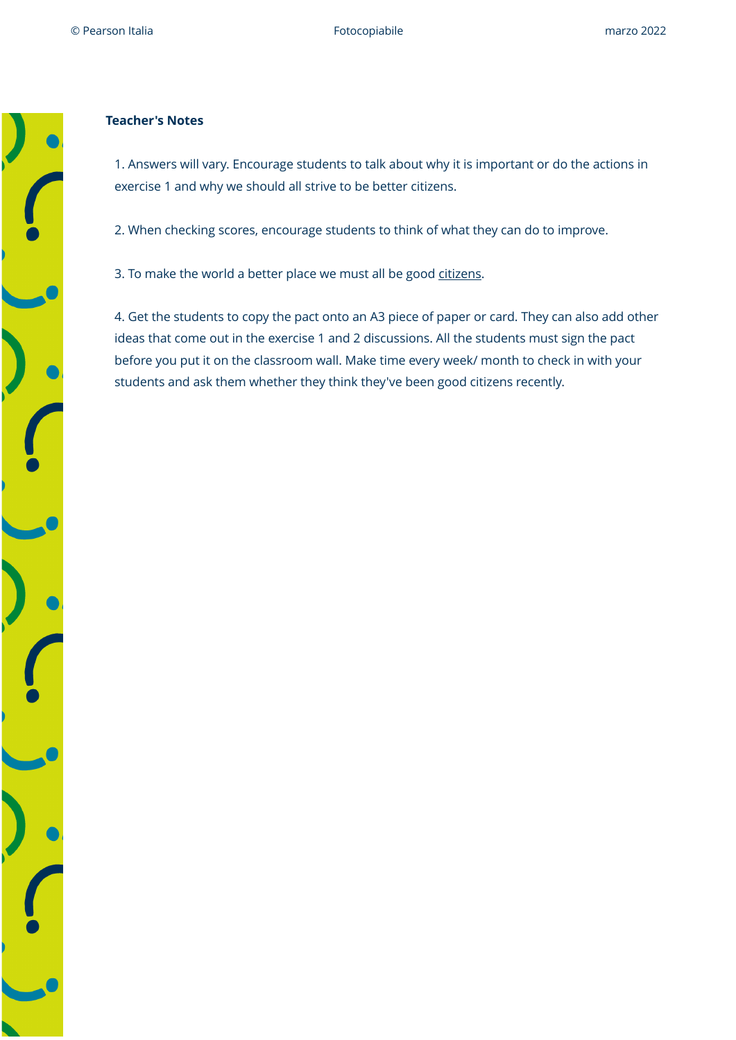**Teacher's Notes**

1. Answers will vary. Encourage students to talk about why it is important or do the actions in exercise 1 and why we should all strive to be better citizens.

2. When checking scores, encourage students to think of what they can do to improve.

3. To make the world a better place we must all be good <u>citizens</u>.

4. Get the students to copy the pact onto an A3 piece of paper or card. They can also add other ideas that come out in the exercise 1 and 2 discussions. All the students must sign the pact before you put it on the classroom wall. Make time every week/ month to check in with your students and ask them whether they think they've been good citizens recently.